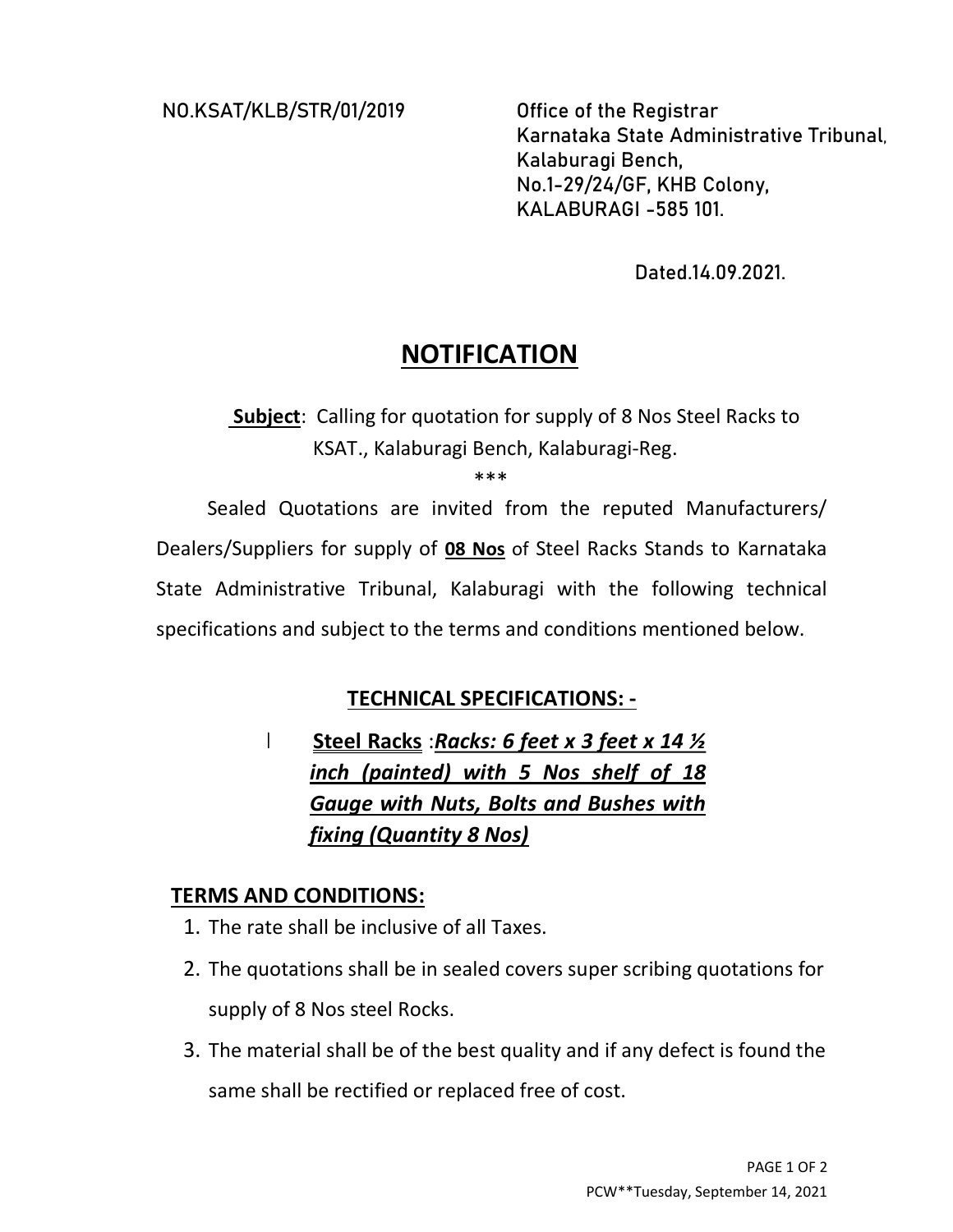NO.KSAT/KLB/STR/01/2019

Office of the Registrar
Karnataka State Administrative Tribunal,
Kalaburagi Bench,
No.1-29/24/GF, KHB Colony,
KALABURAGI -585 101.

Dated.14.09.2021.

# NOTIFICATION

**Subject**: Calling for quotation for supply of 8 Nos Steel Racks to KSAT., Kalaburagi Bench, Kalaburagi-Reg.

\*\*\*

Sealed Quotations are invited from the reputed Manufacturers/ Dealers/Suppliers for supply of **08 Nos** of Steel Racks Stands to Karnataka State Administrative Tribunal, Kalaburagi with the following technical specifications and subject to the terms and conditions mentioned below.

## TECHNICAL SPECIFICATIONS: -

I **Steel Racks** :***Racks: 6 feet x 3 feet x 14 ½ inch (painted) with 5 Nos shelf of 18 Gauge with Nuts, Bolts and Bushes with fixing (Quantity 8 Nos)***

## TERMS AND CONDITIONS:

1. The rate shall be inclusive of all Taxes.
2. The quotations shall be in sealed covers super scribing quotations for supply of 8 Nos steel Rocks.
3. The material shall be of the best quality and if any defect is found the same shall be rectified or replaced free of cost.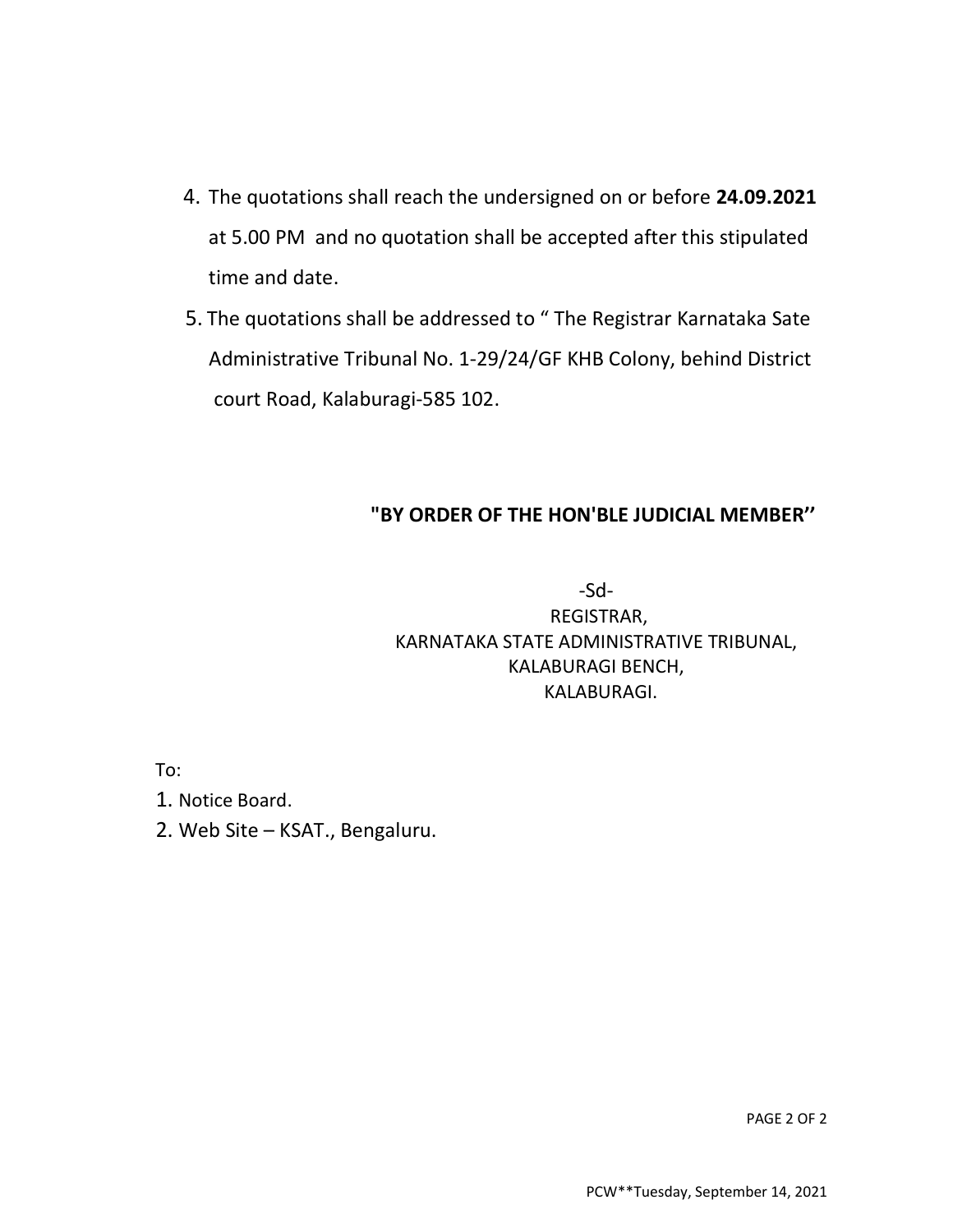4. The quotations shall reach the undersigned on or before **24.09.2021** at 5.00 PM and no quotation shall be accepted after this stipulated time and date.
5. The quotations shall be addressed to " The Registrar Karnataka Sate Administrative Tribunal No. 1-29/24/GF KHB Colony, behind District court Road, Kalaburagi-585 102.

**"BY ORDER OF THE HON'BLE JUDICIAL MEMBER''**

-Sd-
REGISTRAR,
KARNATAKA STATE ADMINISTRATIVE TRIBUNAL,
KALABURAGI BENCH,
KALABURAGI.

To:

1. Notice Board.
2. Web Site – KSAT., Bengaluru.

PCW**Tuesday, September 14, 2021